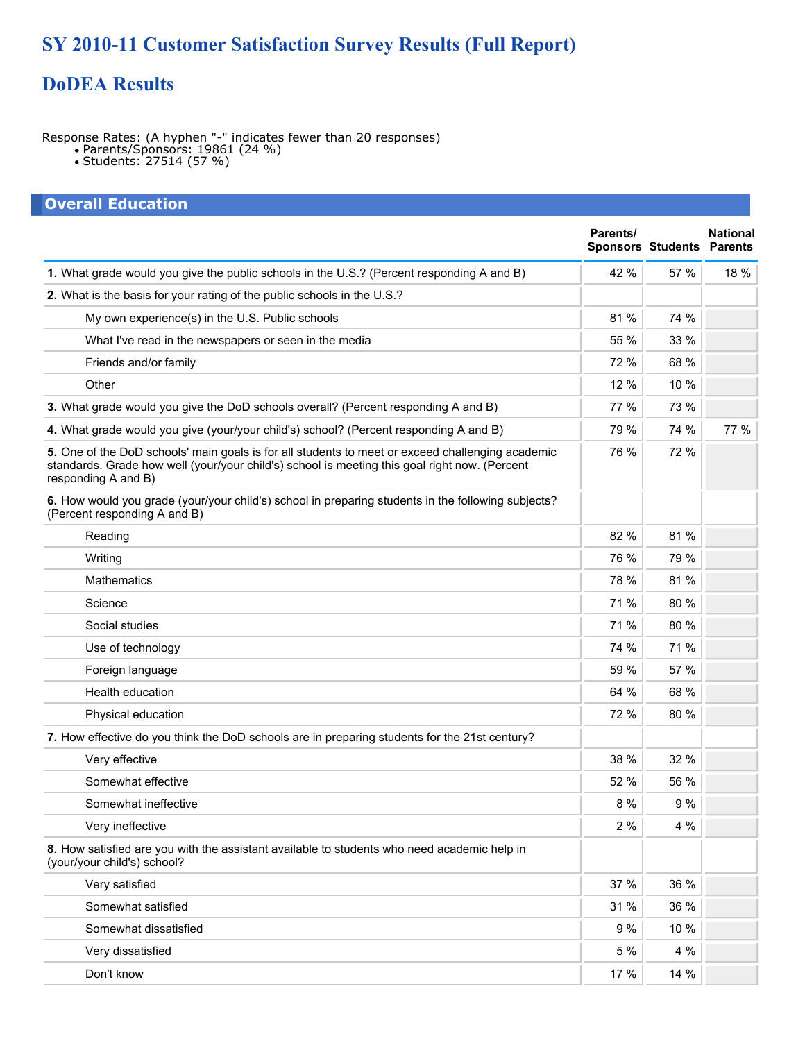# SY 2010-11 Customer Satisfaction Survey Results (Full Report)

# DoDEA Results

Response Rates: (A hyphen "-" indicates fewer than 20 responses)

- Parents/Sponsors: 19861 (24 %)
- Students: 27514 (57 %)

## Overall Education

| | Parents/ Sponsors | Students | National Parents |
|---|---|---|---|
| **1.** What grade would you give the public schools in the U.S.? (Percent responding A and B) | 42 % | 57 % | 18 % |
| **2.** What is the basis for your rating of the public schools in the U.S.? | | | |
| My own experience(s) in the U.S. Public schools | 81 % | 74 % | |
| What I've read in the newspapers or seen in the media | 55 % | 33 % | |
| Friends and/or family | 72 % | 68 % | |
| Other | 12 % | 10 % | |
| **3.** What grade would you give the DoD schools overall? (Percent responding A and B) | 77 % | 73 % | |
| **4.** What grade would you give (your/your child's) school? (Percent responding A and B) | 79 % | 74 % | 77 % |
| **5.** One of the DoD schools' main goals is for all students to meet or exceed challenging academic standards. Grade how well (your/your child's) school is meeting this goal right now. (Percent responding A and B) | 76 % | 72 % | |
| **6.** How would you grade (your/your child's) school in preparing students in the following subjects? (Percent responding A and B) | | | |
| Reading | 82 % | 81 % | |
| Writing | 76 % | 79 % | |
| Mathematics | 78 % | 81 % | |
| Science | 71 % | 80 % | |
| Social studies | 71 % | 80 % | |
| Use of technology | 74 % | 71 % | |
| Foreign language | 59 % | 57 % | |
| Health education | 64 % | 68 % | |
| Physical education | 72 % | 80 % | |
| **7.** How effective do you think the DoD schools are in preparing students for the 21st century? | | | |
| Very effective | 38 % | 32 % | |
| Somewhat effective | 52 % | 56 % | |
| Somewhat ineffective | 8 % | 9 % | |
| Very ineffective | 2 % | 4 % | |
| **8.** How satisfied are you with the assistant available to students who need academic help in (your/your child's) school? | | | |
| Very satisfied | 37 % | 36 % | |
| Somewhat satisfied | 31 % | 36 % | |
| Somewhat dissatisfied | 9 % | 10 % | |
| Very dissatisfied | 5 % | 4 % | |
| Don't know | 17 % | 14 % | |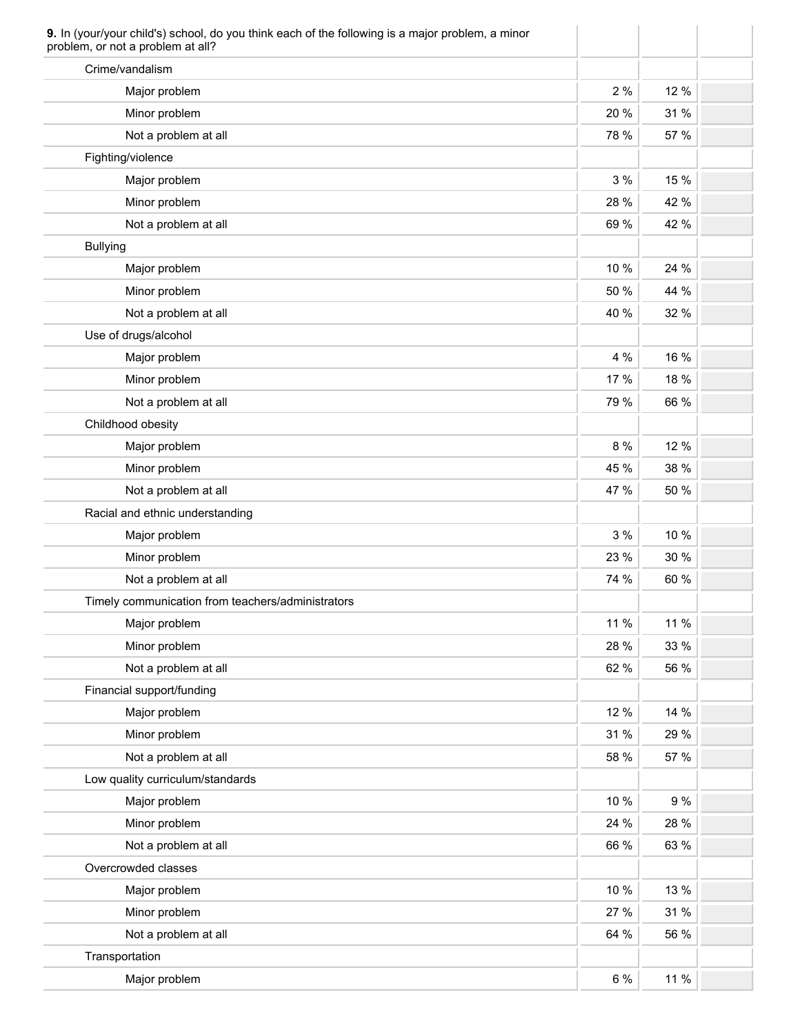| **9.** In (your/your child's) school, do you think each of the following is a major problem, a minor problem, or not a problem at all? | | | |
|---|---|---|---|
| Crime/vandalism | | | |
| Major problem | 2 % | 12 % | |
| Minor problem | 20 % | 31 % | |
| Not a problem at all | 78 % | 57 % | |
| Fighting/violence | | | |
| Major problem | 3 % | 15 % | |
| Minor problem | 28 % | 42 % | |
| Not a problem at all | 69 % | 42 % | |
| Bullying | | | |
| Major problem | 10 % | 24 % | |
| Minor problem | 50 % | 44 % | |
| Not a problem at all | 40 % | 32 % | |
| Use of drugs/alcohol | | | |
| Major problem | 4 % | 16 % | |
| Minor problem | 17 % | 18 % | |
| Not a problem at all | 79 % | 66 % | |
| Childhood obesity | | | |
| Major problem | 8 % | 12 % | |
| Minor problem | 45 % | 38 % | |
| Not a problem at all | 47 % | 50 % | |
| Racial and ethnic understanding | | | |
| Major problem | 3 % | 10 % | |
| Minor problem | 23 % | 30 % | |
| Not a problem at all | 74 % | 60 % | |
| Timely communication from teachers/administrators | | | |
| Major problem | 11 % | 11 % | |
| Minor problem | 28 % | 33 % | |
| Not a problem at all | 62 % | 56 % | |
| Financial support/funding | | | |
| Major problem | 12 % | 14 % | |
| Minor problem | 31 % | 29 % | |
| Not a problem at all | 58 % | 57 % | |
| Low quality curriculum/standards | | | |
| Major problem | 10 % | 9 % | |
| Minor problem | 24 % | 28 % | |
| Not a problem at all | 66 % | 63 % | |
| Overcrowded classes | | | |
| Major problem | 10 % | 13 % | |
| Minor problem | 27 % | 31 % | |
| Not a problem at all | 64 % | 56 % | |
| Transportation | | | |
| Major problem | 6 % | 11 % | |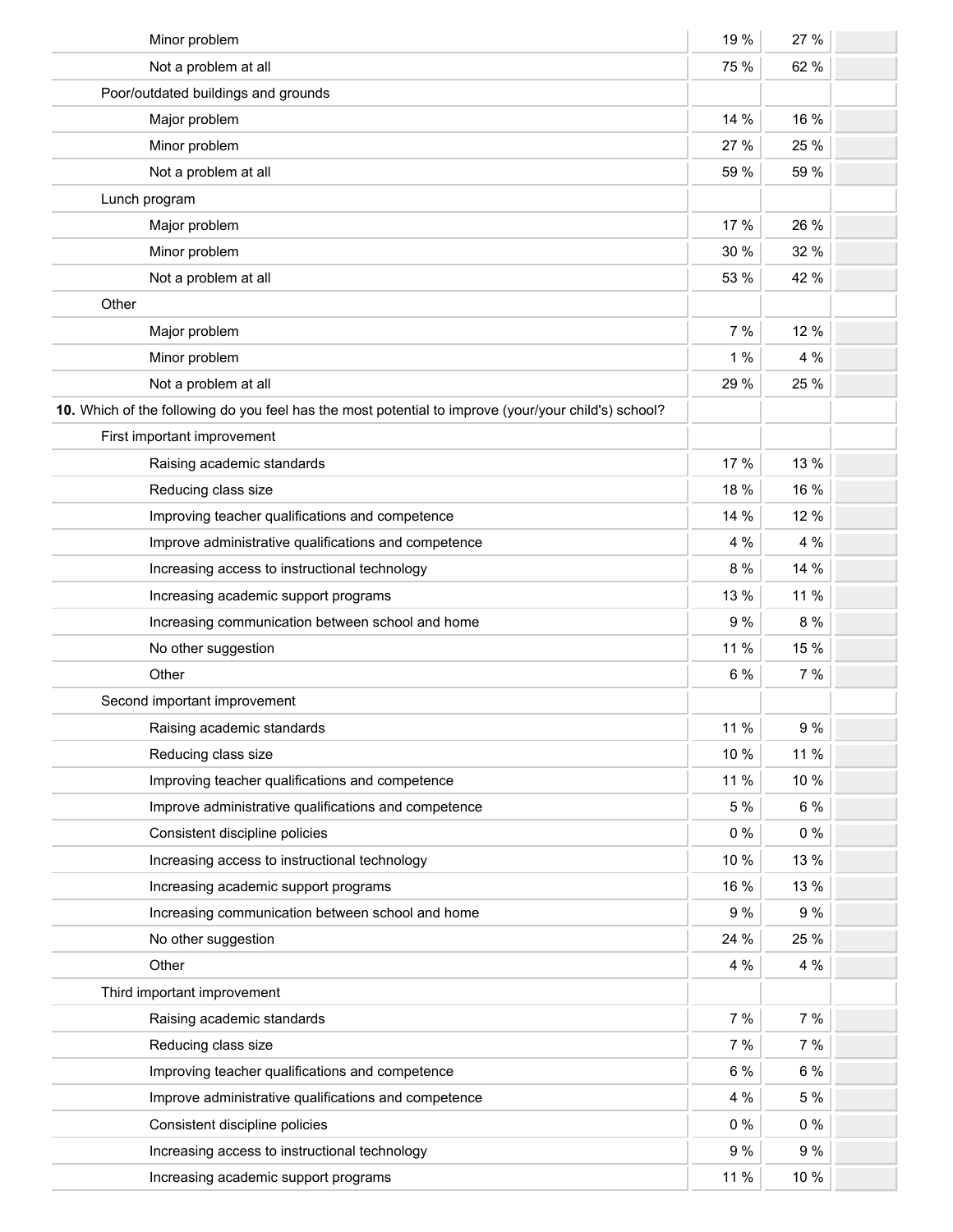| | | | |
|---|---|---|---|
| Minor problem | 19 % | 27 % | |
| Not a problem at all | 75 % | 62 % | |
| Poor/outdated buildings and grounds | | | |
| Major problem | 14 % | 16 % | |
| Minor problem | 27 % | 25 % | |
| Not a problem at all | 59 % | 59 % | |
| Lunch program | | | |
| Major problem | 17 % | 26 % | |
| Minor problem | 30 % | 32 % | |
| Not a problem at all | 53 % | 42 % | |
| Other | | | |
| Major problem | 7 % | 12 % | |
| Minor problem | 1 % | 4 % | |
| Not a problem at all | 29 % | 25 % | |
| **10.** Which of the following do you feel has the most potential to improve (your/your child's) school? | | | |
| First important improvement | | | |
| Raising academic standards | 17 % | 13 % | |
| Reducing class size | 18 % | 16 % | |
| Improving teacher qualifications and competence | 14 % | 12 % | |
| Improve administrative qualifications and competence | 4 % | 4 % | |
| Increasing access to instructional technology | 8 % | 14 % | |
| Increasing academic support programs | 13 % | 11 % | |
| Increasing communication between school and home | 9 % | 8 % | |
| No other suggestion | 11 % | 15 % | |
| Other | 6 % | 7 % | |
| Second important improvement | | | |
| Raising academic standards | 11 % | 9 % | |
| Reducing class size | 10 % | 11 % | |
| Improving teacher qualifications and competence | 11 % | 10 % | |
| Improve administrative qualifications and competence | 5 % | 6 % | |
| Consistent discipline policies | 0 % | 0 % | |
| Increasing access to instructional technology | 10 % | 13 % | |
| Increasing academic support programs | 16 % | 13 % | |
| Increasing communication between school and home | 9 % | 9 % | |
| No other suggestion | 24 % | 25 % | |
| Other | 4 % | 4 % | |
| Third important improvement | | | |
| Raising academic standards | 7 % | 7 % | |
| Reducing class size | 7 % | 7 % | |
| Improving teacher qualifications and competence | 6 % | 6 % | |
| Improve administrative qualifications and competence | 4 % | 5 % | |
| Consistent discipline policies | 0 % | 0 % | |
| Increasing access to instructional technology | 9 % | 9 % | |
| Increasing academic support programs | 11 % | 10 % | |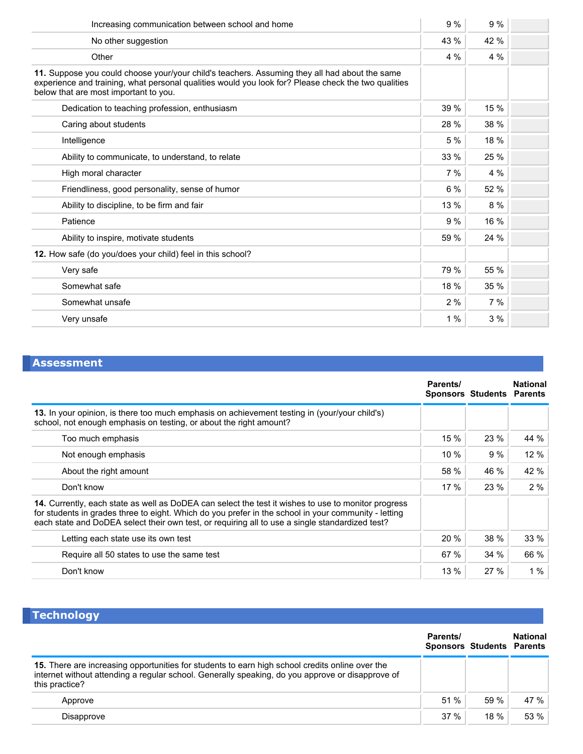| | | | |
|---|---|---|---|
| Increasing communication between school and home | 9 % | 9 % | |
| No other suggestion | 43 % | 42 % | |
| Other | 4 % | 4 % | |
| **11.** Suppose you could choose your/your child's teachers. Assuming they all had about the same experience and training, what personal qualities would you look for? Please check the two qualities below that are most important to you. | | | |
| Dedication to teaching profession, enthusiasm | 39 % | 15 % | |
| Caring about students | 28 % | 38 % | |
| Intelligence | 5 % | 18 % | |
| Ability to communicate, to understand, to relate | 33 % | 25 % | |
| High moral character | 7 % | 4 % | |
| Friendliness, good personality, sense of humor | 6 % | 52 % | |
| Ability to discipline, to be firm and fair | 13 % | 8 % | |
| Patience | 9 % | 16 % | |
| Ability to inspire, motivate students | 59 % | 24 % | |
| **12.** How safe (do you/does your child) feel in this school? | | | |
| Very safe | 79 % | 55 % | |
| Somewhat safe | 18 % | 35 % | |
| Somewhat unsafe | 2 % | 7 % | |
| Very unsafe | 1 % | 3 % | |

## Assessment

| | Parents/ Sponsors | Students | National Parents |
|---|---|---|---|
| **13.** In your opinion, is there too much emphasis on achievement testing in (your/your child's) school, not enough emphasis on testing, or about the right amount? | | | |
| Too much emphasis | 15 % | 23 % | 44 % |
| Not enough emphasis | 10 % | 9 % | 12 % |
| About the right amount | 58 % | 46 % | 42 % |
| Don't know | 17 % | 23 % | 2 % |
| **14.** Currently, each state as well as DoDEA can select the test it wishes to use to monitor progress for students in grades three to eight. Which do you prefer in the school in your community - letting each state and DoDEA select their own test, or requiring all to use a single standardized test? | | | |
| Letting each state use its own test | 20 % | 38 % | 33 % |
| Require all 50 states to use the same test | 67 % | 34 % | 66 % |
| Don't know | 13 % | 27 % | 1 % |

## Technology

| | Parents/ Sponsors | Students | National Parents |
|---|---|---|---|
| **15.** There are increasing opportunities for students to earn high school credits online over the internet without attending a regular school. Generally speaking, do you approve or disapprove of this practice? | | | |
| Approve | 51 % | 59 % | 47 % |
| Disapprove | 37 % | 18 % | 53 % |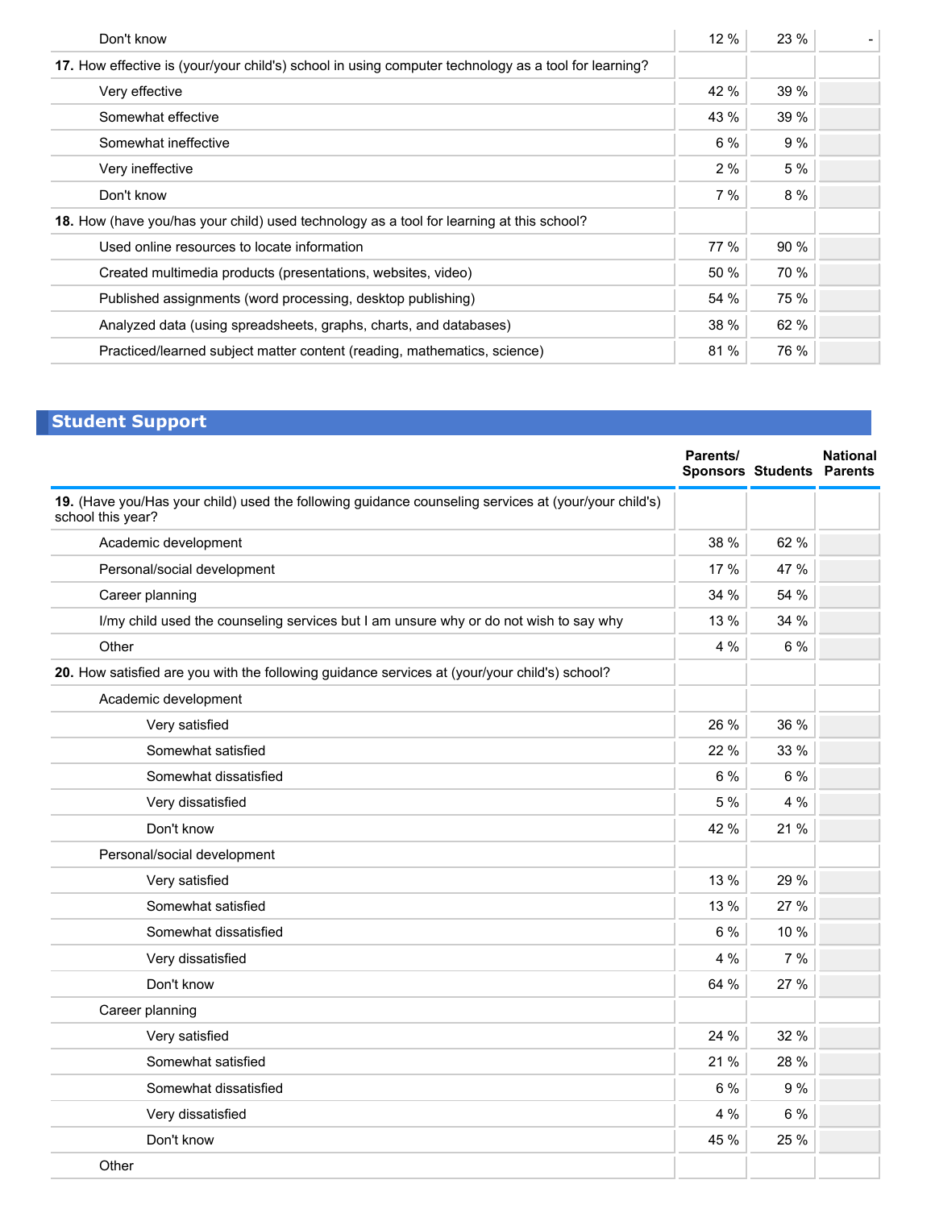| | | | |
|---|---|---|---|
| Don't know | 12 % | 23 % | - |
| **17.** How effective is (your/your child's) school in using computer technology as a tool for learning? | | | |
| Very effective | 42 % | 39 % | |
| Somewhat effective | 43 % | 39 % | |
| Somewhat ineffective | 6 % | 9 % | |
| Very ineffective | 2 % | 5 % | |
| Don't know | 7 % | 8 % | |
| **18.** How (have you/has your child) used technology as a tool for learning at this school? | | | |
| Used online resources to locate information | 77 % | 90 % | |
| Created multimedia products (presentations, websites, video) | 50 % | 70 % | |
| Published assignments (word processing, desktop publishing) | 54 % | 75 % | |
| Analyzed data (using spreadsheets, graphs, charts, and databases) | 38 % | 62 % | |
| Practiced/learned subject matter content (reading, mathematics, science) | 81 % | 76 % | |

## Student Support

| | Parents/ Sponsors | Students | National Parents |
|---|---|---|---|
| **19.** (Have you/Has your child) used the following guidance counseling services at (your/your child's) school this year? | | | |
| Academic development | 38 % | 62 % | |
| Personal/social development | 17 % | 47 % | |
| Career planning | 34 % | 54 % | |
| I/my child used the counseling services but I am unsure why or do not wish to say why | 13 % | 34 % | |
| Other | 4 % | 6 % | |
| **20.** How satisfied are you with the following guidance services at (your/your child's) school? | | | |
| Academic development | | | |
| Very satisfied | 26 % | 36 % | |
| Somewhat satisfied | 22 % | 33 % | |
| Somewhat dissatisfied | 6 % | 6 % | |
| Very dissatisfied | 5 % | 4 % | |
| Don't know | 42 % | 21 % | |
| Personal/social development | | | |
| Very satisfied | 13 % | 29 % | |
| Somewhat satisfied | 13 % | 27 % | |
| Somewhat dissatisfied | 6 % | 10 % | |
| Very dissatisfied | 4 % | 7 % | |
| Don't know | 64 % | 27 % | |
| Career planning | | | |
| Very satisfied | 24 % | 32 % | |
| Somewhat satisfied | 21 % | 28 % | |
| Somewhat dissatisfied | 6 % | 9 % | |
| Very dissatisfied | 4 % | 6 % | |
| Don't know | 45 % | 25 % | |
| Other | | | |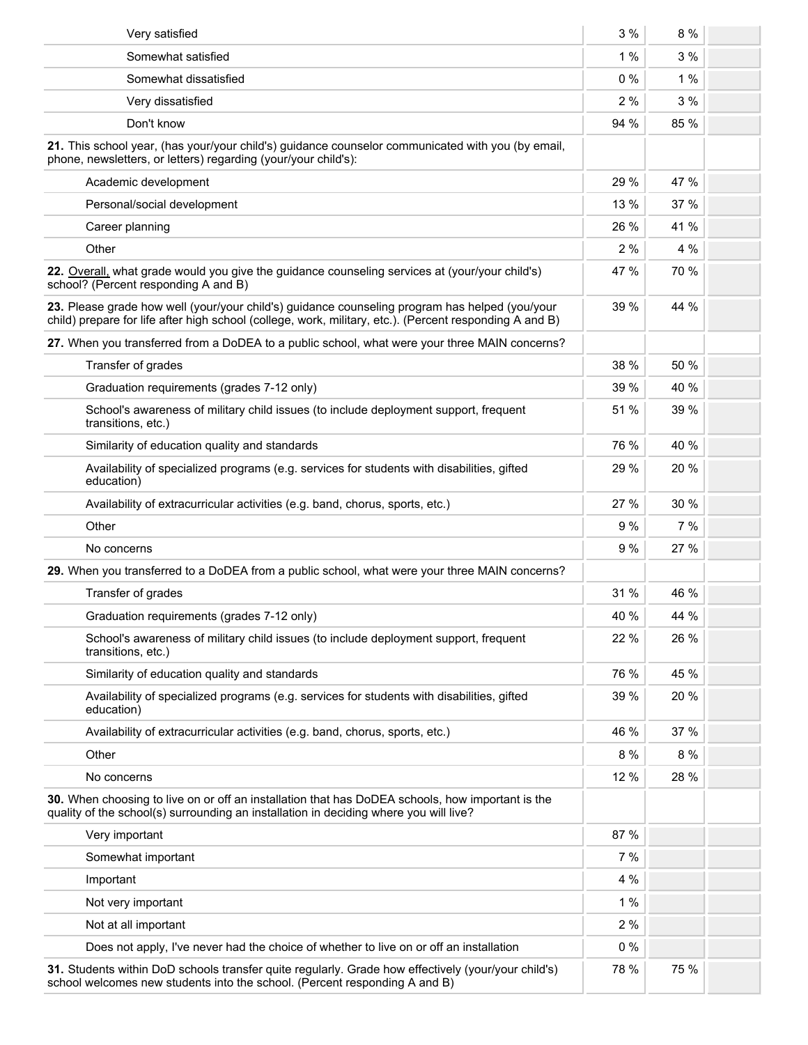| | | | |
|---|---|---|---|
| Very satisfied | 3 % | 8 % | |
| Somewhat satisfied | 1 % | 3 % | |
| Somewhat dissatisfied | 0 % | 1 % | |
| Very dissatisfied | 2 % | 3 % | |
| Don't know | 94 % | 85 % | |
| **21.** This school year, (has your/your child's) guidance counselor communicated with you (by email, phone, newsletters, or letters) regarding (your/your child's): | | | |
| Academic development | 29 % | 47 % | |
| Personal/social development | 13 % | 37 % | |
| Career planning | 26 % | 41 % | |
| Other | 2 % | 4 % | |
| **22.** Overall, what grade would you give the guidance counseling services at (your/your child's) school? (Percent responding A and B) | 47 % | 70 % | |
| **23.** Please grade how well (your/your child's) guidance counseling program has helped (you/your child) prepare for life after high school (college, work, military, etc.). (Percent responding A and B) | 39 % | 44 % | |
| **27.** When you transferred from a DoDEA to a public school, what were your three MAIN concerns? | | | |
| Transfer of grades | 38 % | 50 % | |
| Graduation requirements (grades 7-12 only) | 39 % | 40 % | |
| School's awareness of military child issues (to include deployment support, frequent transitions, etc.) | 51 % | 39 % | |
| Similarity of education quality and standards | 76 % | 40 % | |
| Availability of specialized programs (e.g. services for students with disabilities, gifted education) | 29 % | 20 % | |
| Availability of extracurricular activities (e.g. band, chorus, sports, etc.) | 27 % | 30 % | |
| Other | 9 % | 7 % | |
| No concerns | 9 % | 27 % | |
| **29.** When you transferred to a DoDEA from a public school, what were your three MAIN concerns? | | | |
| Transfer of grades | 31 % | 46 % | |
| Graduation requirements (grades 7-12 only) | 40 % | 44 % | |
| School's awareness of military child issues (to include deployment support, frequent transitions, etc.) | 22 % | 26 % | |
| Similarity of education quality and standards | 76 % | 45 % | |
| Availability of specialized programs (e.g. services for students with disabilities, gifted education) | 39 % | 20 % | |
| Availability of extracurricular activities (e.g. band, chorus, sports, etc.) | 46 % | 37 % | |
| Other | 8 % | 8 % | |
| No concerns | 12 % | 28 % | |
| **30.** When choosing to live on or off an installation that has DoDEA schools, how important is the quality of the school(s) surrounding an installation in deciding where you will live? | | | |
| Very important | 87 % | | |
| Somewhat important | 7 % | | |
| Important | 4 % | | |
| Not very important | 1 % | | |
| Not at all important | 2 % | | |
| Does not apply, I've never had the choice of whether to live on or off an installation | 0 % | | |
| **31.** Students within DoD schools transfer quite regularly. Grade how effectively (your/your child's) school welcomes new students into the school. (Percent responding A and B) | 78 % | 75 % | |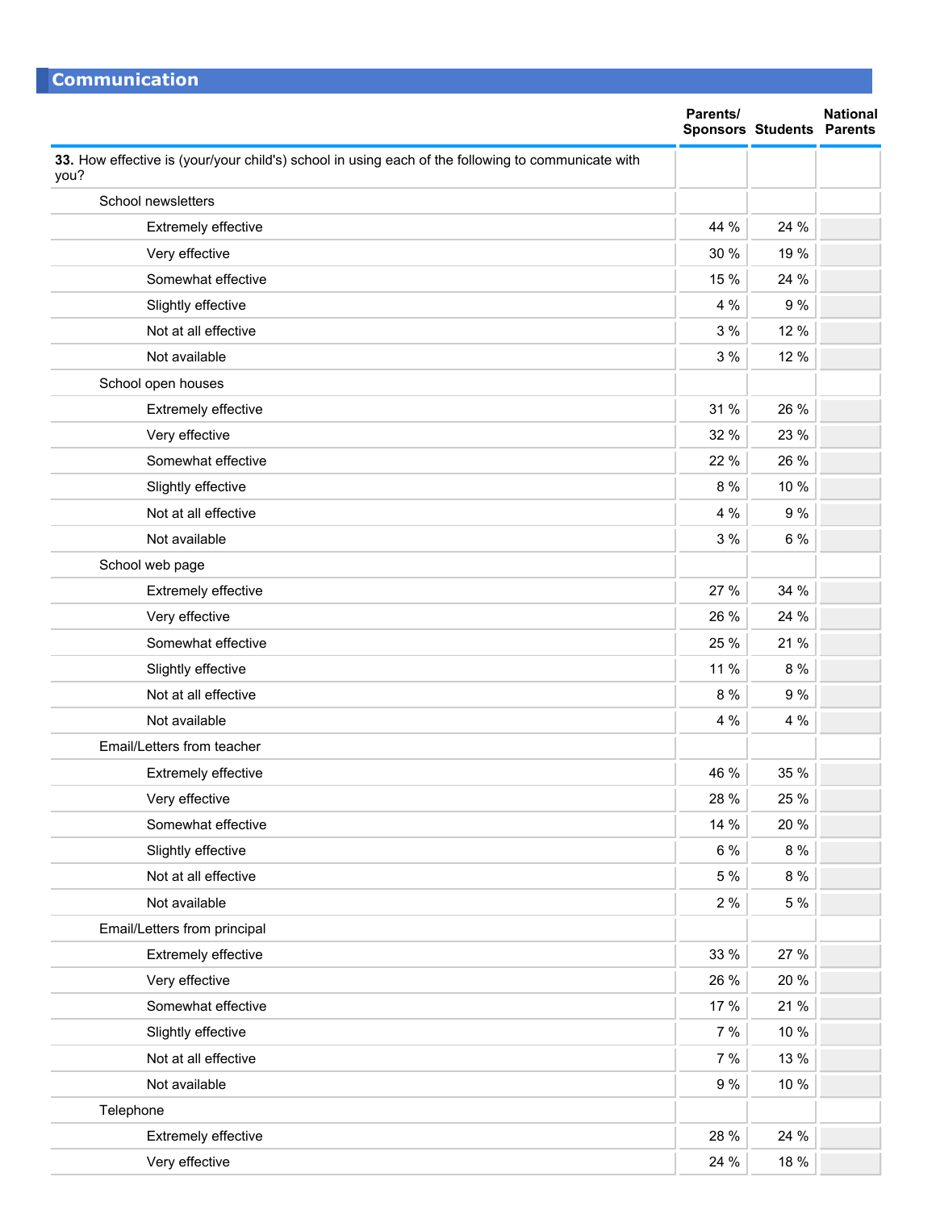## Communication

| | Parents/ Sponsors | Students | National Parents |
|---|---|---|---|
| **33.** How effective is (your/your child's) school in using each of the following to communicate with you? | | | |
| School newsletters | | | |
| Extremely effective | 44 % | 24 % | |
| Very effective | 30 % | 19 % | |
| Somewhat effective | 15 % | 24 % | |
| Slightly effective | 4 % | 9 % | |
| Not at all effective | 3 % | 12 % | |
| Not available | 3 % | 12 % | |
| School open houses | | | |
| Extremely effective | 31 % | 26 % | |
| Very effective | 32 % | 23 % | |
| Somewhat effective | 22 % | 26 % | |
| Slightly effective | 8 % | 10 % | |
| Not at all effective | 4 % | 9 % | |
| Not available | 3 % | 6 % | |
| School web page | | | |
| Extremely effective | 27 % | 34 % | |
| Very effective | 26 % | 24 % | |
| Somewhat effective | 25 % | 21 % | |
| Slightly effective | 11 % | 8 % | |
| Not at all effective | 8 % | 9 % | |
| Not available | 4 % | 4 % | |
| Email/Letters from teacher | | | |
| Extremely effective | 46 % | 35 % | |
| Very effective | 28 % | 25 % | |
| Somewhat effective | 14 % | 20 % | |
| Slightly effective | 6 % | 8 % | |
| Not at all effective | 5 % | 8 % | |
| Not available | 2 % | 5 % | |
| Email/Letters from principal | | | |
| Extremely effective | 33 % | 27 % | |
| Very effective | 26 % | 20 % | |
| Somewhat effective | 17 % | 21 % | |
| Slightly effective | 7 % | 10 % | |
| Not at all effective | 7 % | 13 % | |
| Not available | 9 % | 10 % | |
| Telephone | | | |
| Extremely effective | 28 % | 24 % | |
| Very effective | 24 % | 18 % | |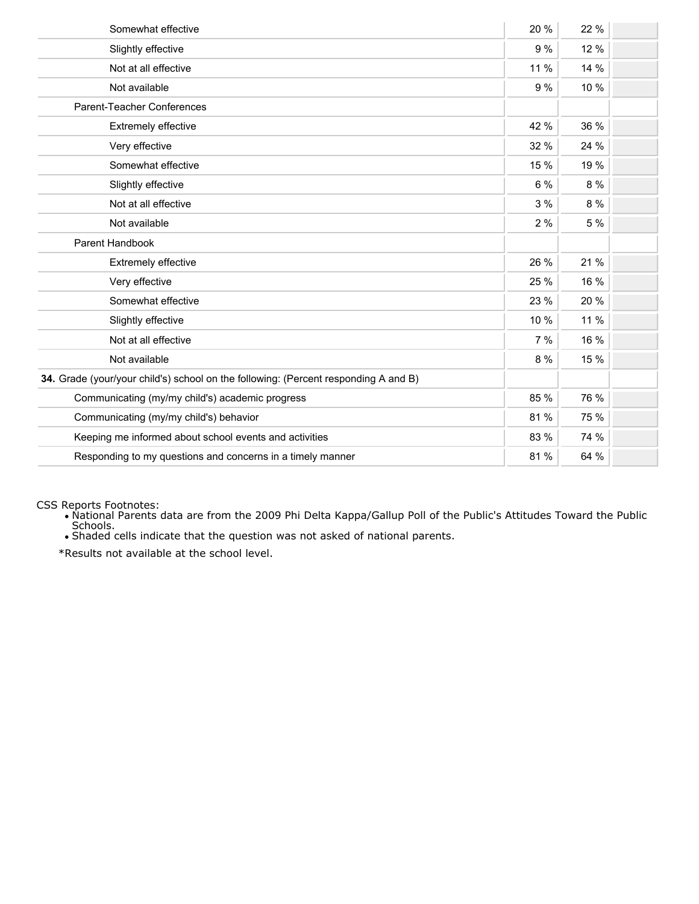| | | | |
|---|---|---|---|
| Somewhat effective | 20 % | 22 % | |
| Slightly effective | 9 % | 12 % | |
| Not at all effective | 11 % | 14 % | |
| Not available | 9 % | 10 % | |
| Parent-Teacher Conferences | | | |
| Extremely effective | 42 % | 36 % | |
| Very effective | 32 % | 24 % | |
| Somewhat effective | 15 % | 19 % | |
| Slightly effective | 6 % | 8 % | |
| Not at all effective | 3 % | 8 % | |
| Not available | 2 % | 5 % | |
| Parent Handbook | | | |
| Extremely effective | 26 % | 21 % | |
| Very effective | 25 % | 16 % | |
| Somewhat effective | 23 % | 20 % | |
| Slightly effective | 10 % | 11 % | |
| Not at all effective | 7 % | 16 % | |
| Not available | 8 % | 15 % | |
| **34.** Grade (your/your child's) school on the following: (Percent responding A and B) | | | |
| Communicating (my/my child's) academic progress | 85 % | 76 % | |
| Communicating (my/my child's) behavior | 81 % | 75 % | |
| Keeping me informed about school events and activities | 83 % | 74 % | |
| Responding to my questions and concerns in a timely manner | 81 % | 64 % | |

CSS Reports Footnotes:

- National Parents data are from the 2009 Phi Delta Kappa/Gallup Poll of the Public's Attitudes Toward the Public Schools.
- Shaded cells indicate that the question was not asked of national parents.

*Results not available at the school level.